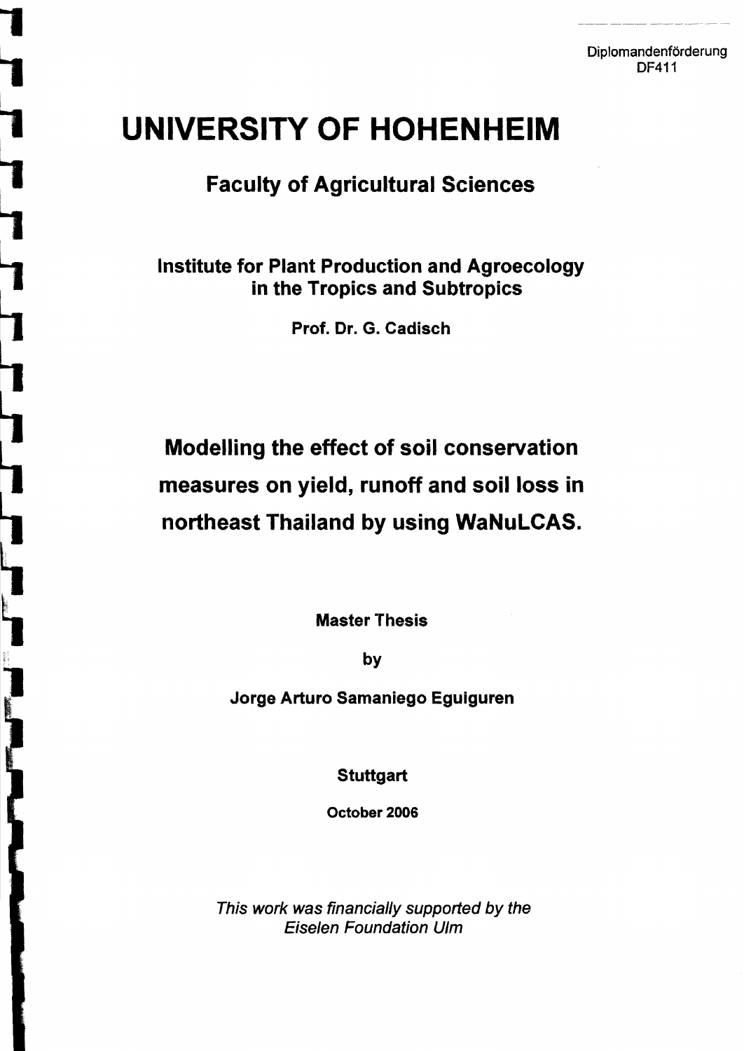Diplomandenförderung
DF411

# UNIVERSITY OF HOHENHEIM

## Faculty of Agricultural Sciences

### Institute for Plant Production and Agroecology in the Tropics and Subtropics

**Prof. Dr. G. Cadisch**

# Modelling the effect of soil conservation measures on yield, runoff and soil loss in northeast Thailand by using WaNuLCAS.

**Master Thesis**

**by**

**Jorge Arturo Samaniego Eguiguren**

**Stuttgart**

**October 2006**

*This work was financially supported by the Eiselen Foundation Ulm*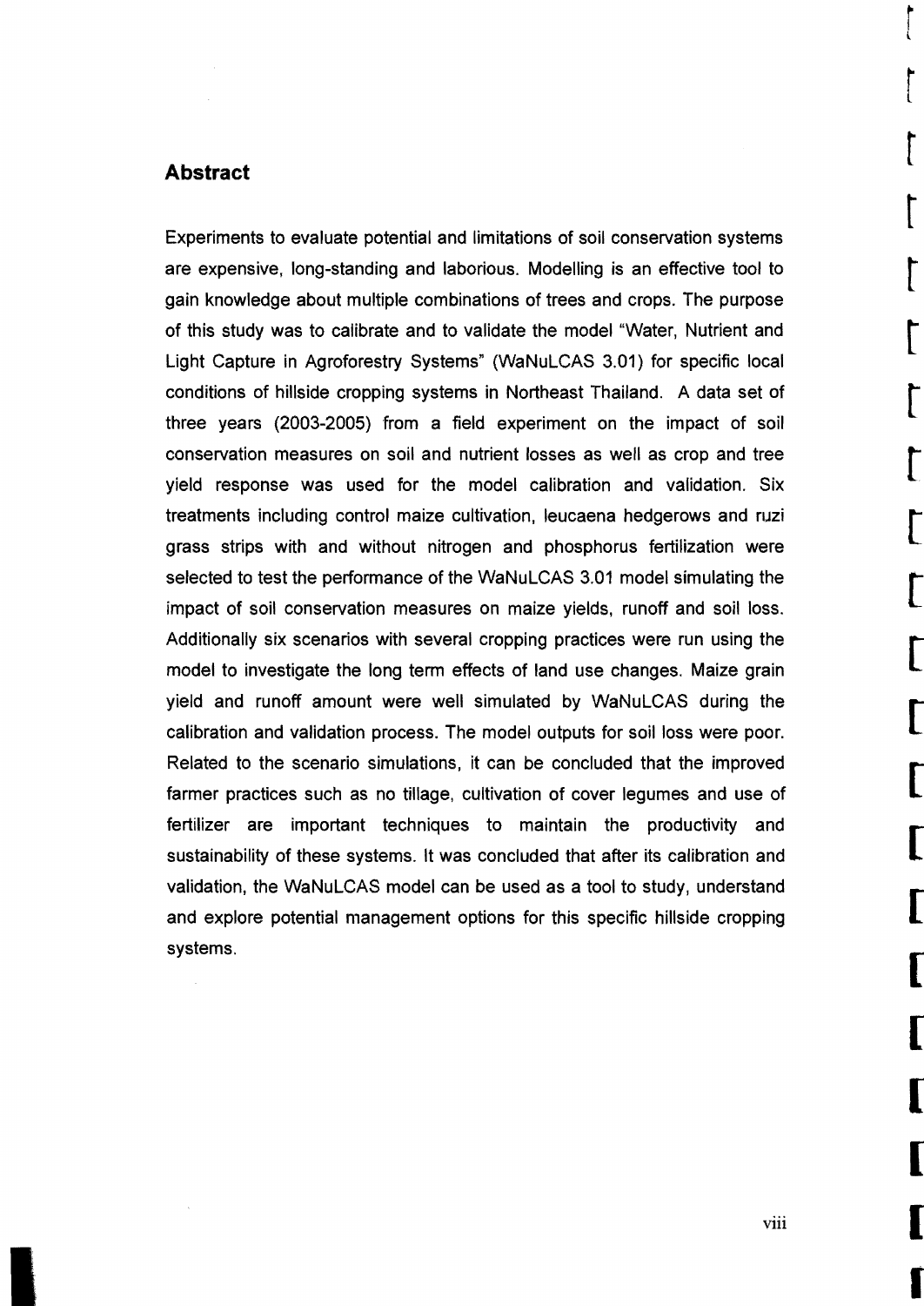## Abstract

Experiments to evaluate potential and limitations of soil conservation systems are expensive, long-standing and laborious. Modelling is an effective tool to gain knowledge about multiple combinations of trees and crops. The purpose of this study was to calibrate and to validate the model "Water, Nutrient and Light Capture in Agroforestry Systems" (WaNuLCAS 3.01) for specific local conditions of hillside cropping systems in Northeast Thailand. A data set of three years (2003-2005) from a field experiment on the impact of soil conservation measures on soil and nutrient losses as well as crop and tree yield response was used for the model calibration and validation. Six treatments including control maize cultivation, leucaena hedgerows and ruzi grass strips with and without nitrogen and phosphorus fertilization were selected to test the performance of the WaNuLCAS 3.01 model simulating the impact of soil conservation measures on maize yields, runoff and soil loss. Additionally six scenarios with several cropping practices were run using the model to investigate the long term effects of land use changes. Maize grain yield and runoff amount were well simulated by WaNuLCAS during the calibration and validation process. The model outputs for soil loss were poor. Related to the scenario simulations, it can be concluded that the improved farmer practices such as no tillage, cultivation of cover legumes and use of fertilizer are important techniques to maintain the productivity and sustainability of these systems. It was concluded that after its calibration and validation, the WaNuLCAS model can be used as a tool to study, understand and explore potential management options for this specific hillside cropping systems.